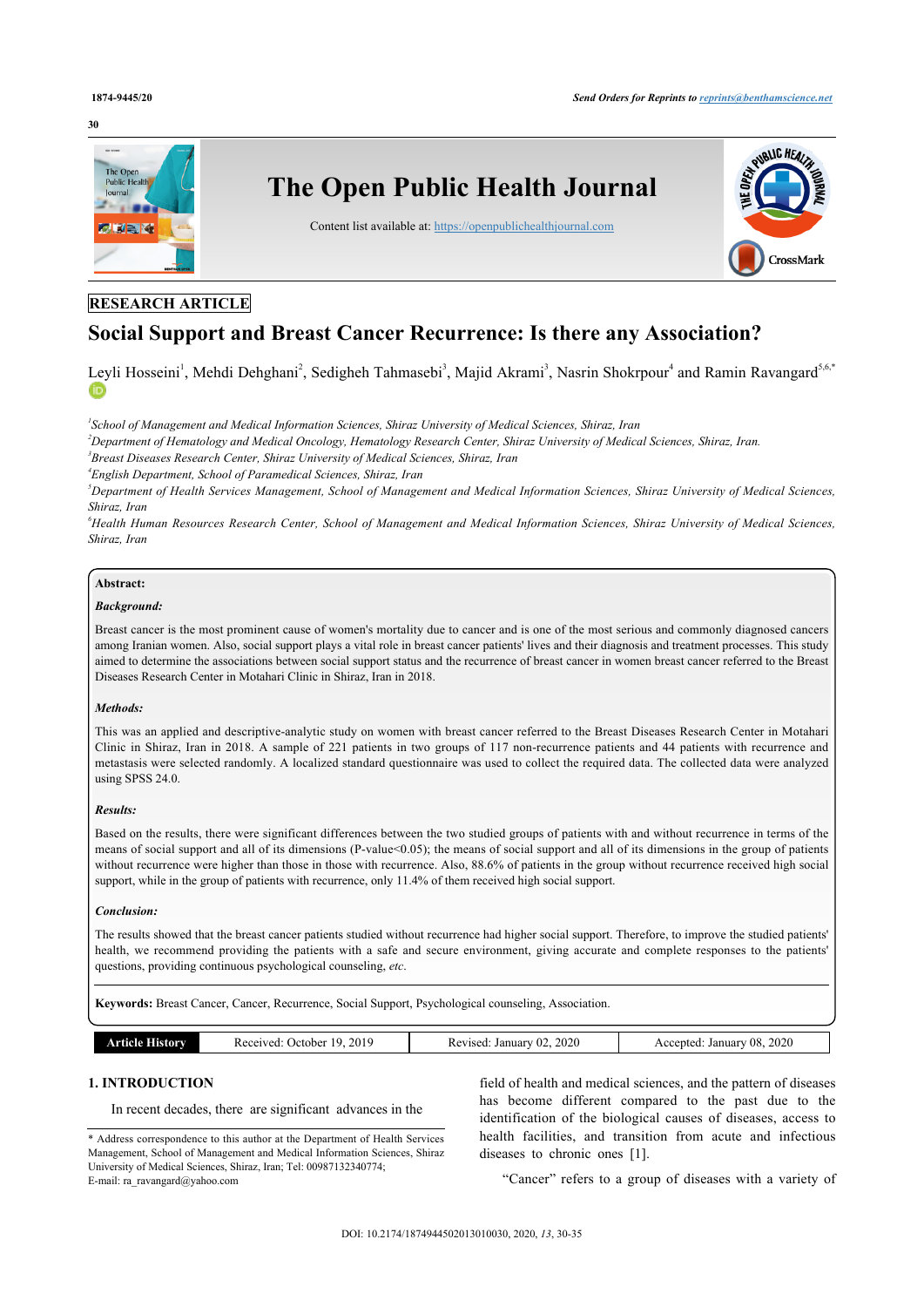RESEARCH ARTICLE

# Social Support and Breast Cancer Recurrence: Is there any Association?

Leyli Hosseini[1], Mehdi Dehghani[2], Sedigheh Tahmasebi[3], Majid Akrami[3], Nasrin Shokrpour[4] and Ramin Ravangard[5,6,*]

[1]*School of Management and Medical Information Sciences, Shiraz University of Medical Sciences, Shiraz, Iran*

[2]*Department of Hematology and Medical Oncology, Hematology Research Center, Shiraz University of Medical Sciences, Shiraz, Iran.*

[3]*Breast Diseases Research Center, Shiraz University of Medical Sciences, Shiraz, Iran*

[4]*English Department, School of Paramedical Sciences, Shiraz, Iran*

[5]*Department of Health Services Management, School of Management and Medical Information Sciences, Shiraz University of Medical Sciences, Shiraz, Iran*

[6]*Health Human Resources Research Center, School of Management and Medical Information Sciences, Shiraz University of Medical Sciences, Shiraz, Iran*

**Abstract:**

***Background:***

Breast cancer is the most prominent cause of women's mortality due to cancer and is one of the most serious and commonly diagnosed cancers among Iranian women. Also, social support plays a vital role in breast cancer patients' lives and their diagnosis and treatment processes. This study aimed to determine the associations between social support status and the recurrence of breast cancer in women breast cancer referred to the Breast Diseases Research Center in Motahari Clinic in Shiraz, Iran in 2018.

***Methods:***

This was an applied and descriptive-analytic study on women with breast cancer referred to the Breast Diseases Research Center in Motahari Clinic in Shiraz, Iran in 2018. A sample of 221 patients in two groups of 117 non-recurrence patients and 44 patients with recurrence and metastasis were selected randomly. A localized standard questionnaire was used to collect the required data. The collected data were analyzed using SPSS 24.0.

***Results:***

Based on the results, there were significant differences between the two studied groups of patients with and without recurrence in terms of the means of social support and all of its dimensions (P-value<0.05); the means of social support and all of its dimensions in the group of patients without recurrence were higher than those in those with recurrence. Also, 88.6% of patients in the group without recurrence received high social support, while in the group of patients with recurrence, only 11.4% of them received high social support.

***Conclusion:***

The results showed that the breast cancer patients studied without recurrence had higher social support. Therefore, to improve the studied patients' health, we recommend providing the patients with a safe and secure environment, giving accurate and complete responses to the patients' questions, providing continuous psychological counseling, *etc*.

**Keywords:** Breast Cancer, Cancer, Recurrence, Social Support, Psychological counseling, Association.

| Article History | Received: October 19, 2019 | Revised: January 02, 2020 | Accepted: January 08, 2020 |
|---|---|---|---|

## 1. INTRODUCTION

In recent decades, there are significant advances in the field of health and medical sciences, and the pattern of diseases has become different compared to the past due to the identification of the biological causes of diseases, access to health facilities, and transition from acute and infectious diseases to chronic ones [1].

"Cancer" refers to a group of diseases with a variety of

\* Address correspondence to this author at the Department of Health Services Management, School of Management and Medical Information Sciences, Shiraz University of Medical Sciences, Shiraz, Iran; Tel: 00987132340774; E-mail: ra_ravangard@yahoo.com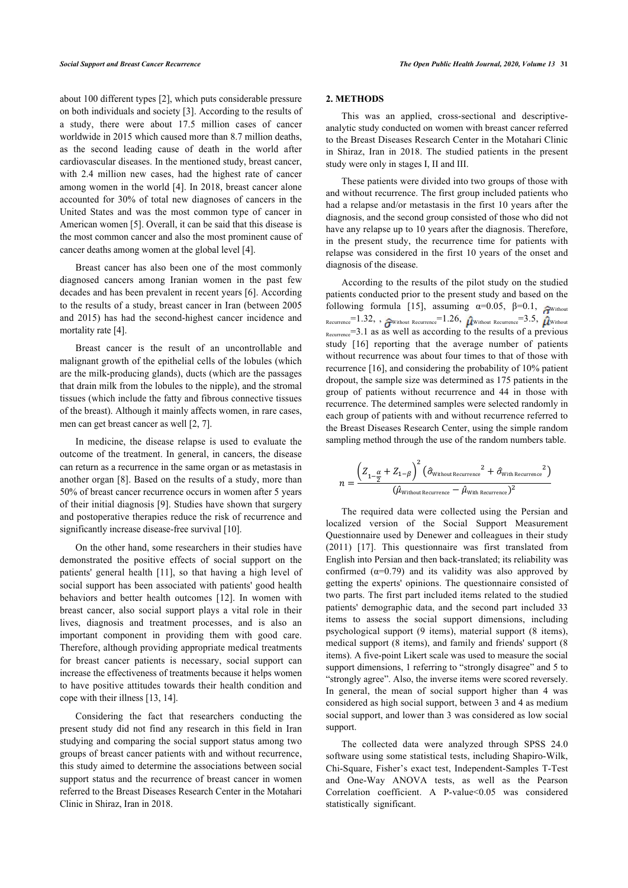about 100 different types [2], which puts considerable pressure on both individuals and society [3]. According to the results of a study, there were about 17.5 million cases of cancer worldwide in 2015 which caused more than 8.7 million deaths, as the second leading cause of death in the world after cardiovascular diseases. In the mentioned study, breast cancer, with 2.4 million new cases, had the highest rate of cancer among women in the world [4]. In 2018, breast cancer alone accounted for 30% of total new diagnoses of cancers in the United States and was the most common type of cancer in American women [5]. Overall, it can be said that this disease is the most common cancer and also the most prominent cause of cancer deaths among women at the global level [4].

Breast cancer has also been one of the most commonly diagnosed cancers among Iranian women in the past few decades and has been prevalent in recent years [6]. According to the results of a study, breast cancer in Iran (between 2005 and 2015) has had the second-highest cancer incidence and mortality rate [4].

Breast cancer is the result of an uncontrollable and malignant growth of the epithelial cells of the lobules (which are the milk-producing glands), ducts (which are the passages that drain milk from the lobules to the nipple), and the stromal tissues (which include the fatty and fibrous connective tissues of the breast). Although it mainly affects women, in rare cases, men can get breast cancer as well [2, 7].

In medicine, the disease relapse is used to evaluate the outcome of the treatment. In general, in cancers, the disease can return as a recurrence in the same organ or as metastasis in another organ [8]. Based on the results of a study, more than 50% of breast cancer recurrence occurs in women after 5 years of their initial diagnosis [9]. Studies have shown that surgery and postoperative therapies reduce the risk of recurrence and significantly increase disease-free survival [10].

On the other hand, some researchers in their studies have demonstrated the positive effects of social support on the patients' general health [11], so that having a high level of social support has been associated with patients' good health behaviors and better health outcomes [12]. In women with breast cancer, also social support plays a vital role in their lives, diagnosis and treatment processes, and is also an important component in providing them with good care. Therefore, although providing appropriate medical treatments for breast cancer patients is necessary, social support can increase the effectiveness of treatments because it helps women to have positive attitudes towards their health condition and cope with their illness [13, 14].

Considering the fact that researchers conducting the present study did not find any research in this field in Iran studying and comparing the social support status among two groups of breast cancer patients with and without recurrence, this study aimed to determine the associations between social support status and the recurrence of breast cancer in women referred to the Breast Diseases Research Center in the Motahari Clinic in Shiraz, Iran in 2018.

## 2. METHODS

This was an applied, cross-sectional and descriptive-analytic study conducted on women with breast cancer referred to the Breast Diseases Research Center in the Motahari Clinic in Shiraz, Iran in 2018. The studied patients in the present study were only in stages I, II and III.

These patients were divided into two groups of those with and without recurrence. The first group included patients who had a relapse and/or metastasis in the first 10 years after the diagnosis, and the second group consisted of those who did not have any relapse up to 10 years after the diagnosis. Therefore, in the present study, the recurrence time for patients with relapse was considered in the first 10 years of the onset and diagnosis of the disease.

According to the results of the pilot study on the studied patients conducted prior to the present study and based on the following formula [15], assuming $\alpha$=0.05, $\beta$=0.1, $\hat{\sigma}_{\text{Without Recurrence}}$=1.32, , $\hat{\sigma}_{\text{Without Recurrence}}$=1.26, $\hat{\mu}_{\text{Without Recurrence}}$=3.5, $\hat{\mu}_{\text{Without Recurrence}}$=3.1 as as well as according to the results of a previous study [16] reporting that the average number of patients without recurrence was about four times to that of those with recurrence [16], and considering the probability of 10% patient dropout, the sample size was determined as 175 patients in the group of patients without recurrence and 44 in those with recurrence. The determined samples were selected randomly in each group of patients with and without recurrence referred to the Breast Diseases Research Center, using the simple random sampling method through the use of the random numbers table.

$$n = \frac{\left(Z_{1-\frac{\alpha}{2}} + Z_{1-\beta}\right)^2 \left(\hat{\sigma}_{\text{Without Recurrence}}{}^2 + \hat{\sigma}_{\text{With Recurrence}}{}^2\right)}{\left(\hat{\mu}_{\text{Without Recurrence}} - \hat{\mu}_{\text{With Recurrence}}\right)^2}$$

The required data were collected using the Persian and localized version of the Social Support Measurement Questionnaire used by Denewer and colleagues in their study (2011) [17]. This questionnaire was first translated from English into Persian and then back-translated; its reliability was confirmed ($\alpha$=0.79) and its validity was also approved by getting the experts' opinions. The questionnaire consisted of two parts. The first part included items related to the studied patients' demographic data, and the second part included 33 items to assess the social support dimensions, including psychological support (9 items), material support (8 items), medical support (8 items), and family and friends' support (8 items). A five-point Likert scale was used to measure the social support dimensions, 1 referring to "strongly disagree" and 5 to "strongly agree". Also, the inverse items were scored reversely. In general, the mean of social support higher than 4 was considered as high social support, between 3 and 4 as medium social support, and lower than 3 was considered as low social support.

The collected data were analyzed through SPSS 24.0 software using some statistical tests, including Shapiro-Wilk, Chi-Square, Fisher's exact test, Independent-Samples T-Test and One-Way ANOVA tests, as well as the Pearson Correlation coefficient. A P-value<0.05 was considered statistically significant.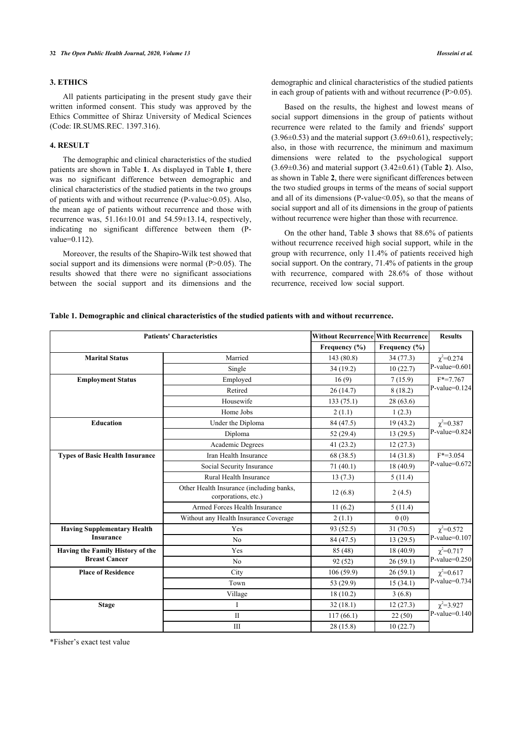## 3. ETHICS

All patients participating in the present study gave their written informed consent. This study was approved by the Ethics Committee of Shiraz University of Medical Sciences (Code: IR.SUMS.REC. 1397.316).

## 4. RESULT

The demographic and clinical characteristics of the studied patients are shown in Table **1**. As displayed in Table **1**, there was no significant difference between demographic and clinical characteristics of the studied patients in the two groups of patients with and without recurrence (P-value>0.05). Also, the mean age of patients without recurrence and those with recurrence was, 51.16±10.01 and 54.59±13.14, respectively, indicating no significant difference between them (P-value=0.112).

Moreover, the results of the Shapiro-Wilk test showed that social support and its dimensions were normal (P>0.05). The results showed that there were no significant associations between the social support and its dimensions and the demographic and clinical characteristics of the studied patients in each group of patients with and without recurrence (P>0.05).

Based on the results, the highest and lowest means of social support dimensions in the group of patients without recurrence were related to the family and friends' support (3.96±0.53) and the material support (3.69±0.61), respectively; also, in those with recurrence, the minimum and maximum dimensions were related to the psychological support (3.69±0.36) and material support (3.42±0.61) (Table **2**). Also, as shown in Table **2**, there were significant differences between the two studied groups in terms of the means of social support and all of its dimensions (P-value<0.05), so that the means of social support and all of its dimensions in the group of patients without recurrence were higher than those with recurrence.

On the other hand, Table **3** shows that 88.6% of patients without recurrence received high social support, while in the group with recurrence, only 11.4% of patients received high social support. On the contrary, 71.4% of patients in the group with recurrence, compared with 28.6% of those without recurrence, received low social support.

**Table 1. Demographic and clinical characteristics of the studied patients with and without recurrence.**

| Patients' Characteristics | | Without Recurrence | With Recurrence | Results |
|---|---|---|---|---|
| | | Frequency (%) | Frequency (%) | |
| **Marital Status** | Married | 143 (80.8) | 34 (77.3) | $\chi^2$=0.274 P-value=0.601 |
| | Single | 34 (19.2) | 10 (22.7) | |
| **Employment Status** | Employed | 16 (9) | 7 (15.9) | F*=7.767 P-value=0.124 |
| | Retired | 26 (14.7) | 8 (18.2) | |
| | Housewife | 133 (75.1) | 28 (63.6) | |
| | Home Jobs | 2 (1.1) | 1 (2.3) | |
| **Education** | Under the Diploma | 84 (47.5) | 19 (43.2) | $\chi^2$=0.387 P-value=0.824 |
| | Diploma | 52 (29.4) | 13 (29.5) | |
| | Academic Degrees | 41 (23.2) | 12 (27.3) | |
| **Types of Basic Health Insurance** | Iran Health Insurance | 68 (38.5) | 14 (31.8) | F*=3.054 P-value=0.672 |
| | Social Security Insurance | 71 (40.1) | 18 (40.9) | |
| | Rural Health Insurance | 13 (7.3) | 5 (11.4) | |
| | Other Health Insurance (including banks, corporations, etc.) | 12 (6.8) | 2 (4.5) | |
| | Armed Forces Health Insurance | 11 (6.2) | 5 (11.4) | |
| | Without any Health Insurance Coverage | 2 (1.1) | 0 (0) | |
| **Having Supplementary Health Insurance** | Yes | 93 (52.5) | 31 (70.5) | $\chi^2$=0.572 P-value=0.107 |
| | No | 84 (47.5) | 13 (29.5) | |
| **Having the Family History of the Breast Cancer** | Yes | 85 (48) | 18 (40.9) | $\chi^2$=0.717 P-value=0.250 |
| | No | 92 (52) | 26 (59.1) | |
| **Place of Residence** | City | 106 (59.9) | 26 (59.1) | $\chi^2$=0.617 P-value=0.734 |
| | Town | 53 (29.9) | 15 (34.1) | |
| | Village | 18 (10.2) | 3 (6.8) | |
| **Stage** | I | 32 (18.1) | 12 (27.3) | $\chi^2$=3.927 P-value=0.140 |
| | II | 117 (66.1) | 22 (50) | |
| | III | 28 (15.8) | 10 (22.7) | |

*Fisher's exact test value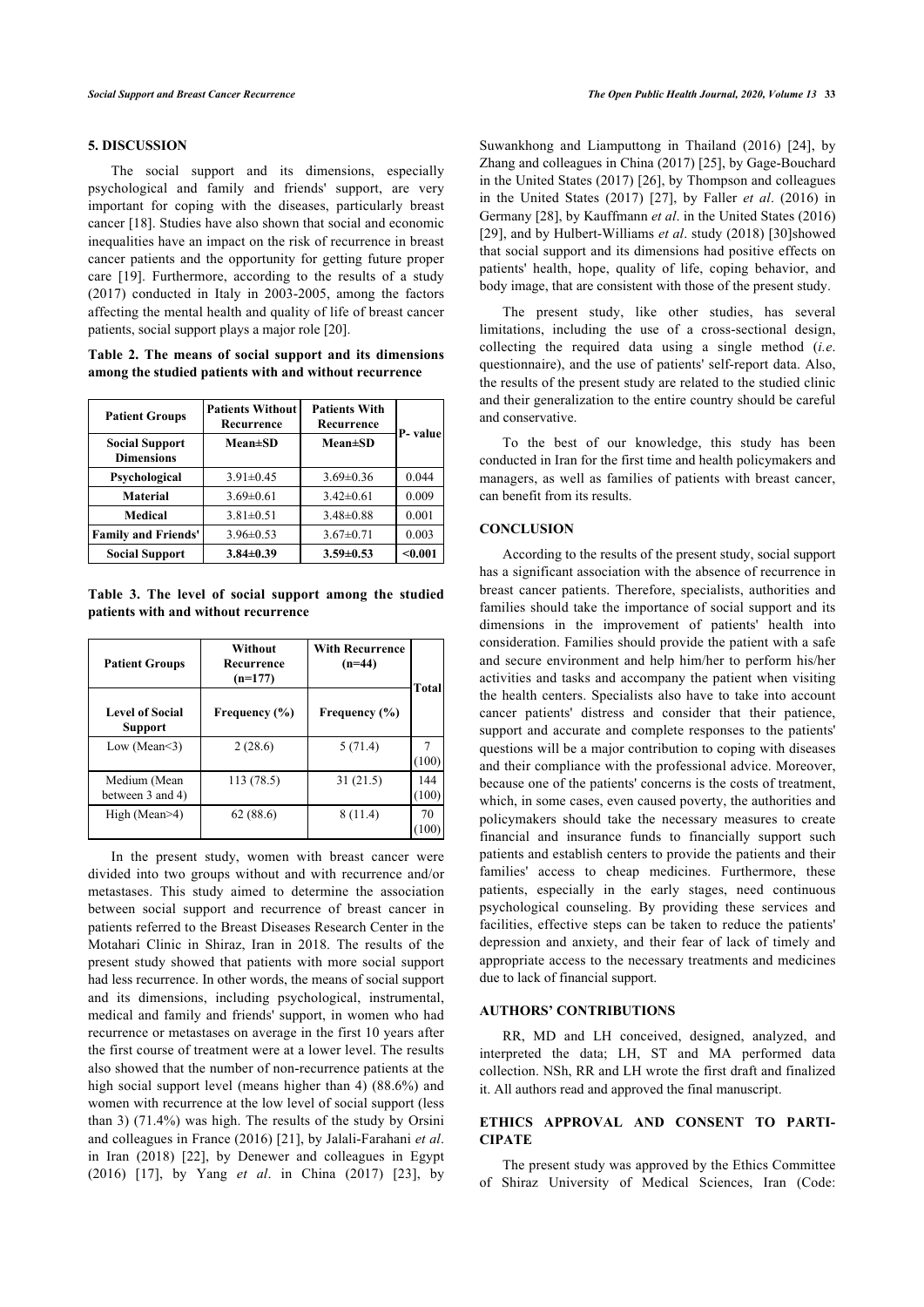## 5. DISCUSSION

The social support and its dimensions, especially psychological and family and friends' support, are very important for coping with the diseases, particularly breast cancer [18]. Studies have also shown that social and economic inequalities have an impact on the risk of recurrence in breast cancer patients and the opportunity for getting future proper care [19]. Furthermore, according to the results of a study (2017) conducted in Italy in 2003-2005, among the factors affecting the mental health and quality of life of breast cancer patients, social support plays a major role [20].

**Table 2. The means of social support and its dimensions among the studied patients with and without recurrence**

| Patient Groups | Patients Without Recurrence | Patients With Recurrence | P- value |
|---|---|---|---|
| **Social Support Dimensions** | **Mean±SD** | **Mean±SD** | |
| **Psychological** | 3.91±0.45 | 3.69±0.36 | 0.044 |
| **Material** | 3.69±0.61 | 3.42±0.61 | 0.009 |
| **Medical** | 3.81±0.51 | 3.48±0.88 | 0.001 |
| **Family and Friends'** | 3.96±0.53 | 3.67±0.71 | 0.003 |
| **Social Support** | **3.84±0.39** | **3.59±0.53** | **<0.001** |

**Table 3. The level of social support among the studied patients with and without recurrence**

| Patient Groups | Without Recurrence (n=177) | With Recurrence (n=44) | Total |
|---|---|---|---|
| **Level of Social Support** | **Frequency (%)** | **Frequency (%)** | |
| Low (Mean<3) | 2 (28.6) | 5 (71.4) | 7 (100) |
| Medium (Mean between 3 and 4) | 113 (78.5) | 31 (21.5) | 144 (100) |
| High (Mean>4) | 62 (88.6) | 8 (11.4) | 70 (100) |

In the present study, women with breast cancer were divided into two groups without and with recurrence and/or metastases. This study aimed to determine the association between social support and recurrence of breast cancer in patients referred to the Breast Diseases Research Center in the Motahari Clinic in Shiraz, Iran in 2018. The results of the present study showed that patients with more social support had less recurrence. In other words, the means of social support and its dimensions, including psychological, instrumental, medical and family and friends' support, in women who had recurrence or metastases on average in the first 10 years after the first course of treatment were at a lower level. The results also showed that the number of non-recurrence patients at the high social support level (means higher than 4) (88.6%) and women with recurrence at the low level of social support (less than 3) (71.4%) was high. The results of the study by Orsini and colleagues in France (2016) [21], by Jalali-Farahani *et al*. in Iran (2018) [22], by Denewer and colleagues in Egypt (2016) [17], by Yang *et al*. in China (2017) [23], by Suwankhong and Liamputtong in Thailand (2016) [24], by Zhang and colleagues in China (2017) [25], by Gage-Bouchard in the United States (2017) [26], by Thompson and colleagues in the United States (2017) [27], by Faller *et al*. (2016) in Germany [28], by Kauffmann *et al*. in the United States (2016) [29], and by Hulbert-Williams *et al*. study (2018) [30]showed that social support and its dimensions had positive effects on patients' health, hope, quality of life, coping behavior, and body image, that are consistent with those of the present study.

The present study, like other studies, has several limitations, including the use of a cross-sectional design, collecting the required data using a single method (*i.e*. questionnaire), and the use of patients' self-report data. Also, the results of the present study are related to the studied clinic and their generalization to the entire country should be careful and conservative.

To the best of our knowledge, this study has been conducted in Iran for the first time and health policymakers and managers, as well as families of patients with breast cancer, can benefit from its results.

## CONCLUSION

According to the results of the present study, social support has a significant association with the absence of recurrence in breast cancer patients. Therefore, specialists, authorities and families should take the importance of social support and its dimensions in the improvement of patients' health into consideration. Families should provide the patient with a safe and secure environment and help him/her to perform his/her activities and tasks and accompany the patient when visiting the health centers. Specialists also have to take into account cancer patients' distress and consider that their patience, support and accurate and complete responses to the patients' questions will be a major contribution to coping with diseases and their compliance with the professional advice. Moreover, because one of the patients' concerns is the costs of treatment, which, in some cases, even caused poverty, the authorities and policymakers should take the necessary measures to create financial and insurance funds to financially support such patients and establish centers to provide the patients and their families' access to cheap medicines. Furthermore, these patients, especially in the early stages, need continuous psychological counseling. By providing these services and facilities, effective steps can be taken to reduce the patients' depression and anxiety, and their fear of lack of timely and appropriate access to the necessary treatments and medicines due to lack of financial support.

## AUTHORS' CONTRIBUTIONS

RR, MD and LH conceived, designed, analyzed, and interpreted the data; LH, ST and MA performed data collection. NSh, RR and LH wrote the first draft and finalized it. All authors read and approved the final manuscript.

## ETHICS APPROVAL AND CONSENT TO PARTICIPATE

The present study was approved by the Ethics Committee of Shiraz University of Medical Sciences, Iran (Code: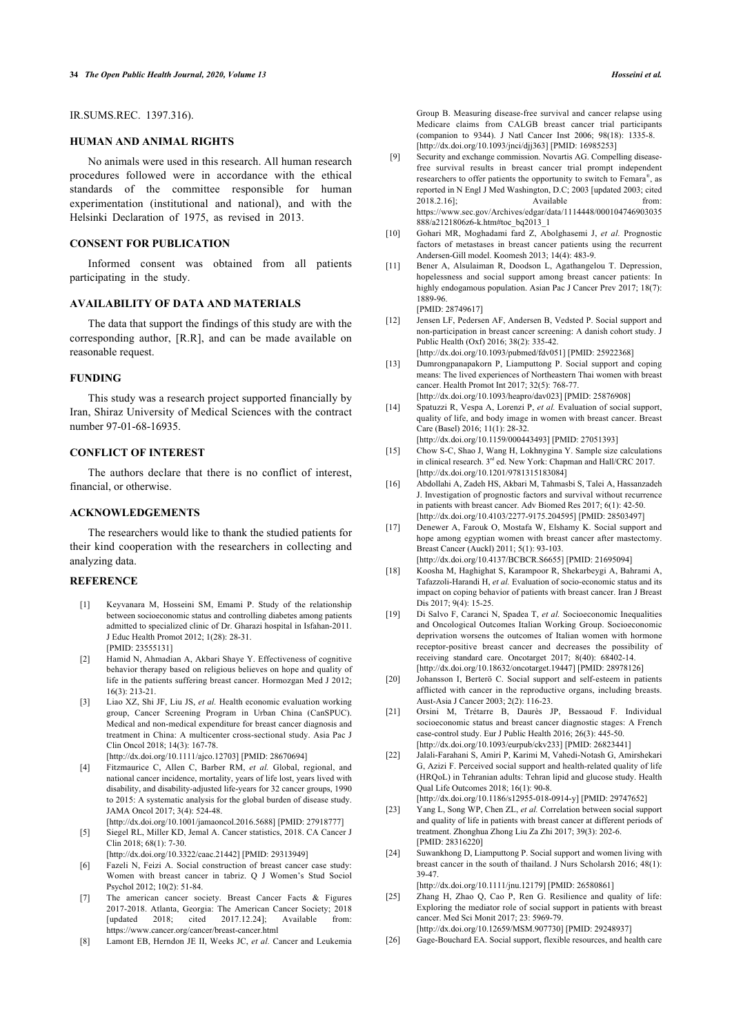IR.SUMS.REC. 1397.316).

## HUMAN AND ANIMAL RIGHTS

No animals were used in this research. All human research procedures followed were in accordance with the ethical standards of the committee responsible for human experimentation (institutional and national), and with the Helsinki Declaration of 1975, as revised in 2013.

## CONSENT FOR PUBLICATION

Informed consent was obtained from all patients participating in the study.

## AVAILABILITY OF DATA AND MATERIALS

The data that support the findings of this study are with the corresponding author, [R.R], and can be made available on reasonable request.

## FUNDING

This study was a research project supported financially by Iran, Shiraz University of Medical Sciences with the contract number 97-01-68-16935.

## CONFLICT OF INTEREST

The authors declare that there is no conflict of interest, financial, or otherwise.

## ACKNOWLEDGEMENTS

The researchers would like to thank the studied patients for their kind cooperation with the researchers in collecting and analyzing data.

## REFERENCE

[1] Keyvanara M, Hosseini SM, Emami P. Study of the relationship between socioeconomic status and controlling diabetes among patients admitted to specialized clinic of Dr. Gharazi hospital in Isfahan-2011. J Educ Health Promot 2012; 1(28): 28-31. [PMID: 23555131]

[2] Hamid N, Ahmadian A, Akbari Shaye Y. Effectiveness of cognitive behavior therapy based on religious believes on hope and quality of life in the patients suffering breast cancer. Hormozgan Med J 2012; 16(3): 213-21.

[3] Liao XZ, Shi JF, Liu JS, *et al.* Health economic evaluation working group, Cancer Screening Program in Urban China (CanSPUC). Medical and non-medical expenditure for breast cancer diagnosis and treatment in China: A multicenter cross-sectional study. Asia Pac J Clin Oncol 2018; 14(3): 167-78. [http://dx.doi.org/10.1111/ajco.12703] [PMID: 28670694]

[4] Fitzmaurice C, Allen C, Barber RM, *et al.* Global, regional, and national cancer incidence, mortality, years of life lost, years lived with disability, and disability-adjusted life-years for 32 cancer groups, 1990 to 2015: A systematic analysis for the global burden of disease study. JAMA Oncol 2017; 3(4): 524-48. [http://dx.doi.org/10.1001/jamaoncol.2016.5688] [PMID: 27918777]

[5] Siegel RL, Miller KD, Jemal A. Cancer statistics, 2018. CA Cancer J Clin 2018; 68(1): 7-30. [http://dx.doi.org/10.3322/caac.21442] [PMID: 29313949]

[6] Fazeli N, Feizi A. Social construction of breast cancer case study: Women with breast cancer in tabriz. Q J Women's Stud Sociol Psychol 2012; 10(2): 51-84.

[7] The american cancer society. Breast Cancer Facts & Figures 2017-2018. Atlanta, Georgia: The American Cancer Society; 2018 [updated 2018; cited 2017.12.24]; Available from: https://www.cancer.org/cancer/breast-cancer.html

[8] Lamont EB, Herndon JE II, Weeks JC, *et al.* Cancer and Leukemia Group B. Measuring disease-free survival and cancer relapse using Medicare claims from CALGB breast cancer trial participants (companion to 9344). J Natl Cancer Inst 2006; 98(18): 1335-8. [http://dx.doi.org/10.1093/jnci/djj363] [PMID: 16985253]

[9] Security and exchange commission. Novartis AG. Compelling disease-free survival results in breast cancer trial prompt independent researchers to offer patients the opportunity to switch to Femara®, as reported in N Engl J Med Washington, D.C; 2003 [updated 2003; cited 2018.2.16]; Available from: https://www.sec.gov/Archives/edgar/data/1114448/000104746903035888/a2121806z6-k.htm#toc_bq2013_1

[10] Gohari MR, Moghadami fard Z, Abolghasemi J, *et al.* Prognostic factors of metastases in breast cancer patients using the recurrent Andersen-Gill model. Koomesh 2013; 14(4): 483-9.

[11] Bener A, Alsulaiman R, Doodson L, Agathangelou T. Depression, hopelessness and social support among breast cancer patients: In highly endogamous population. Asian Pac J Cancer Prev 2017; 18(7): 1889-96. [PMID: 28749617]

[12] Jensen LF, Pedersen AF, Andersen B, Vedsted P. Social support and non-participation in breast cancer screening: A danish cohort study. J Public Health (Oxf) 2016; 38(2): 335-42. [http://dx.doi.org/10.1093/pubmed/fdv051] [PMID: 25922368]

[13] Dumrongpanapakorn P, Liamputtong P. Social support and coping means: The lived experiences of Northeastern Thai women with breast cancer. Health Promot Int 2017; 32(5): 768-77. [http://dx.doi.org/10.1093/heapro/dav023] [PMID: 25876908]

[14] Spatuzzi R, Vespa A, Lorenzi P, *et al.* Evaluation of social support, quality of life, and body image in women with breast cancer. Breast Care (Basel) 2016; 11(1): 28-32. [http://dx.doi.org/10.1159/000443493] [PMID: 27051393]

[15] Chow S-C, Shao J, Wang H, Lokhnygina Y. Sample size calculations in clinical research. 3rd ed. New York: Chapman and Hall/CRC 2017. [http://dx.doi.org/10.1201/9781315183084]

[16] Abdollahi A, Zadeh HS, Akbari M, Tahmasbi S, Talei A, Hassanzadeh J. Investigation of prognostic factors and survival without recurrence in patients with breast cancer. Adv Biomed Res 2017; 6(1): 42-50. [http://dx.doi.org/10.4103/2277-9175.204595] [PMID: 28503497]

[17] Denewer A, Farouk O, Mostafa W, Elshamy K. Social support and hope among egyptian women with breast cancer after mastectomy. Breast Cancer (Auckl) 2011; 5(1): 93-103. [http://dx.doi.org/10.4137/BCBCR.S6655] [PMID: 21695094]

[18] Koosha M, Haghighat S, Karampoor R, Shekarbeygi A, Bahrami A, Tafazzoli-Harandi H, *et al.* Evaluation of socio-economic status and its impact on coping behavior of patients with breast cancer. Iran J Breast Dis 2017; 9(4): 15-25.

[19] Di Salvo F, Caranci N, Spadea T, *et al.* Socioeconomic Inequalities and Oncological Outcomes Italian Working Group. Socioeconomic deprivation worsens the outcomes of Italian women with hormone receptor-positive breast cancer and decreases the possibility of receiving standard care. Oncotarget 2017; 8(40): 68402-14. [http://dx.doi.org/10.18632/oncotarget.19447] [PMID: 28978126]

[20] Johansson I, Berterö C. Social support and self-esteem in patients afflicted with cancer in the reproductive organs, including breasts. Aust-Asia J Cancer 2003; 2(2): 116-23.

[21] Orsini M, Trétarre B, Daurès JP, Bessaoud F. Individual socioeconomic status and breast cancer diagnostic stages: A French case-control study. Eur J Public Health 2016; 26(3): 445-50. [http://dx.doi.org/10.1093/eurpub/ckv233] [PMID: 26823441]

[22] Jalali-Farahani S, Amiri P, Karimi M, Vahedi-Notash G, Amirshekari G, Azizi F. Perceived social support and health-related quality of life (HRQoL) in Tehranian adults: Tehran lipid and glucose study. Health Qual Life Outcomes 2018; 16(1): 90-8. [http://dx.doi.org/10.1186/s12955-018-0914-y] [PMID: 29747652]

[23] Yang L, Song WP, Chen ZL, *et al.* Correlation between social support and quality of life in patients with breast cancer at different periods of treatment. Zhonghua Zhong Liu Za Zhi 2017; 39(3): 202-6. [PMID: 28316220]

[24] Suwankhong D, Liamputtong P. Social support and women living with breast cancer in the south of thailand. J Nurs Scholarsh 2016; 48(1): 39-47. [http://dx.doi.org/10.1111/jnu.12179] [PMID: 26580861]

[25] Zhang H, Zhao Q, Cao P, Ren G. Resilience and quality of life: Exploring the mediator role of social support in patients with breast cancer. Med Sci Monit 2017; 23: 5969-79. [http://dx.doi.org/10.12659/MSM.907730] [PMID: 29248937]

[26] Gage-Bouchard EA. Social support, flexible resources, and health care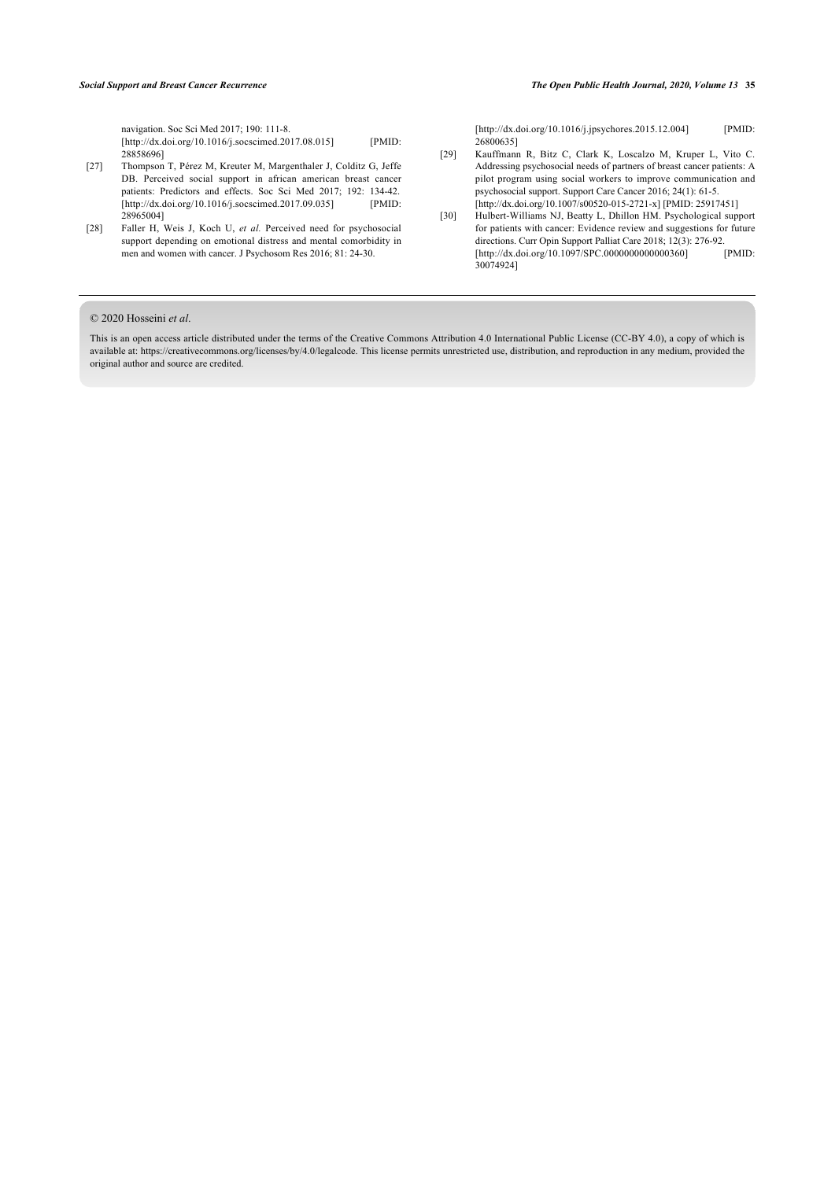navigation. Soc Sci Med 2017; 190: 111-8. [http://dx.doi.org/10.1016/j.socscimed.2017.08.015] [PMID: 28858696]

[27] Thompson T, Pérez M, Kreuter M, Margenthaler J, Colditz G, Jeffe DB. Perceived social support in african american breast cancer patients: Predictors and effects. Soc Sci Med 2017; 192: 134-42. [http://dx.doi.org/10.1016/j.socscimed.2017.09.035] [PMID: 28965004]

[28] Faller H, Weis J, Koch U, *et al.* Perceived need for psychosocial support depending on emotional distress and mental comorbidity in men and women with cancer. J Psychosom Res 2016; 81: 24-30. [http://dx.doi.org/10.1016/j.jpsychores.2015.12.004] [PMID: 26800635]

[29] Kauffmann R, Bitz C, Clark K, Loscalzo M, Kruper L, Vito C. Addressing psychosocial needs of partners of breast cancer patients: A pilot program using social workers to improve communication and psychosocial support. Support Care Cancer 2016; 24(1): 61-5. [http://dx.doi.org/10.1007/s00520-015-2721-x] [PMID: 25917451]

[30] Hulbert-Williams NJ, Beatty L, Dhillon HM. Psychological support for patients with cancer: Evidence review and suggestions for future directions. Curr Opin Support Palliat Care 2018; 12(3): 276-92. [http://dx.doi.org/10.1097/SPC.0000000000000360] [PMID: 30074924]

© 2020 Hosseini *et al*.

This is an open access article distributed under the terms of the Creative Commons Attribution 4.0 International Public License (CC-BY 4.0), a copy of which is available at: https://creativecommons.org/licenses/by/4.0/legalcode. This license permits unrestricted use, distribution, and reproduction in any medium, provided the original author and source are credited.